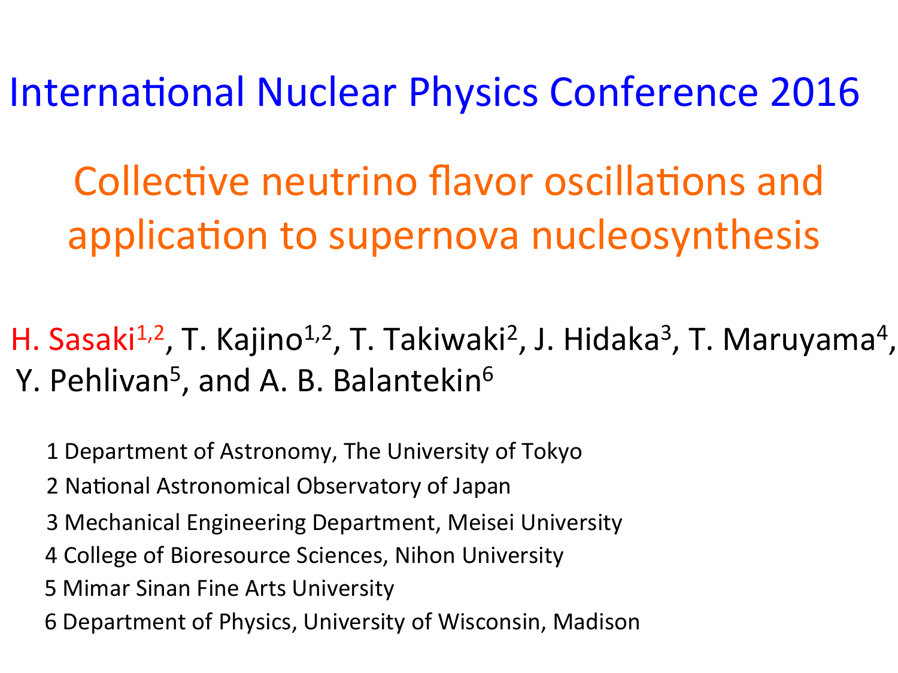International Nuclear Physics Conference 2016

# Collective neutrino flavor oscillations and application to supernova nucleosynthesis

H. Sasaki[1,2], T. Kajino[1,2], T. Takiwaki[2], J. Hidaka[3], T. Maruyama[4], Y. Pehlivan[5], and A. B. Balantekin[6]

1 Department of Astronomy, The University of Tokyo

2 National Astronomical Observatory of Japan

3 Mechanical Engineering Department, Meisei University

4 College of Bioresource Sciences, Nihon University

5 Mimar Sinan Fine Arts University

6 Department of Physics, University of Wisconsin, Madison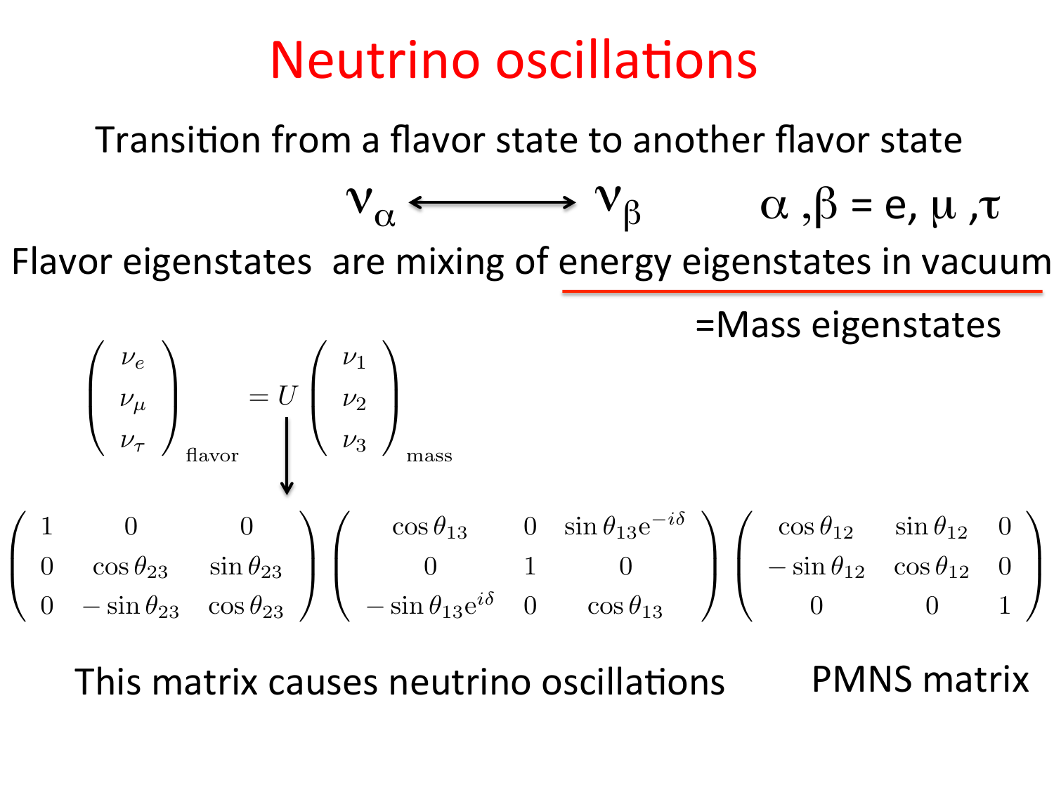# Neutrino oscillations

Transition from a flavor state to another flavor state

$$\nu_\alpha \longleftrightarrow \nu_\beta \qquad \alpha, \beta = e, \mu, \tau$$

Flavor eigenstates are mixing of energy eigenstates in vacuum

=Mass eigenstates

$$\begin{pmatrix} \nu_e \\ \nu_\mu \\ \nu_\tau \end{pmatrix}_{\text{flavor}} = U \begin{pmatrix} \nu_1 \\ \nu_2 \\ \nu_3 \end{pmatrix}_{\text{mass}}$$

$$U = \begin{pmatrix} 1 & 0 & 0 \\ 0 & \cos\theta_{23} & \sin\theta_{23} \\ 0 & -\sin\theta_{23} & \cos\theta_{23} \end{pmatrix} \begin{pmatrix} \cos\theta_{13} & 0 & \sin\theta_{13}e^{-i\delta} \\ 0 & 1 & 0 \\ -\sin\theta_{13}e^{i\delta} & 0 & \cos\theta_{13} \end{pmatrix} \begin{pmatrix} \cos\theta_{12} & \sin\theta_{12} & 0 \\ -\sin\theta_{12} & \cos\theta_{12} & 0 \\ 0 & 0 & 1 \end{pmatrix}$$

This matrix causes neutrino oscillations

PMNS matrix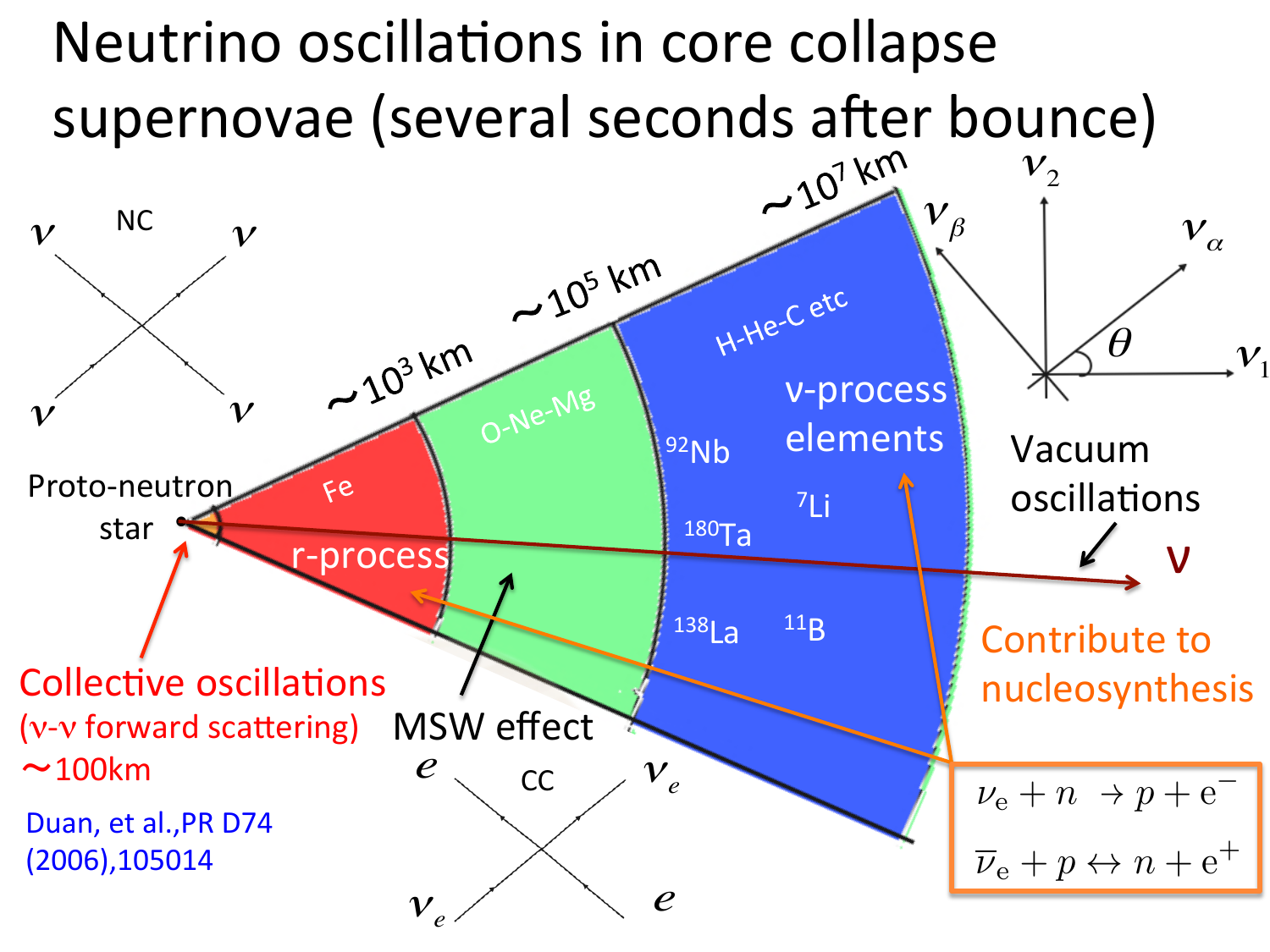# Neutrino oscillations in core collapse supernovae (several seconds after bounce)

NC

$\nu$ $\nu$ $\nu$ $\nu$

Proto-neutron star

$\sim 10^3$ km

$\sim 10^5$ km

$\sim 10^7$ km

Fe

r-process

O-Ne-Mg

H-He-C etc

ν-process elements

$^{92}$Nb

$^{7}$Li

$^{180}$Ta

$^{138}$La

$^{11}$B

$\nu_2$ $\nu_\beta$ $\nu_\alpha$ $\theta$ $\nu_1$

Vacuum oscillations

ν

Collective oscillations (ν-ν forward scattering) ∼100km

Duan, et al.,PR D74 (2006),105014

MSW effect

CC

$e$ $\nu_e$ $\nu_e$ $e$

Contribute to nucleosynthesis

$$\nu_e + n \rightarrow p + e^-$$

$$\bar{\nu}_e + p \leftrightarrow n + e^+$$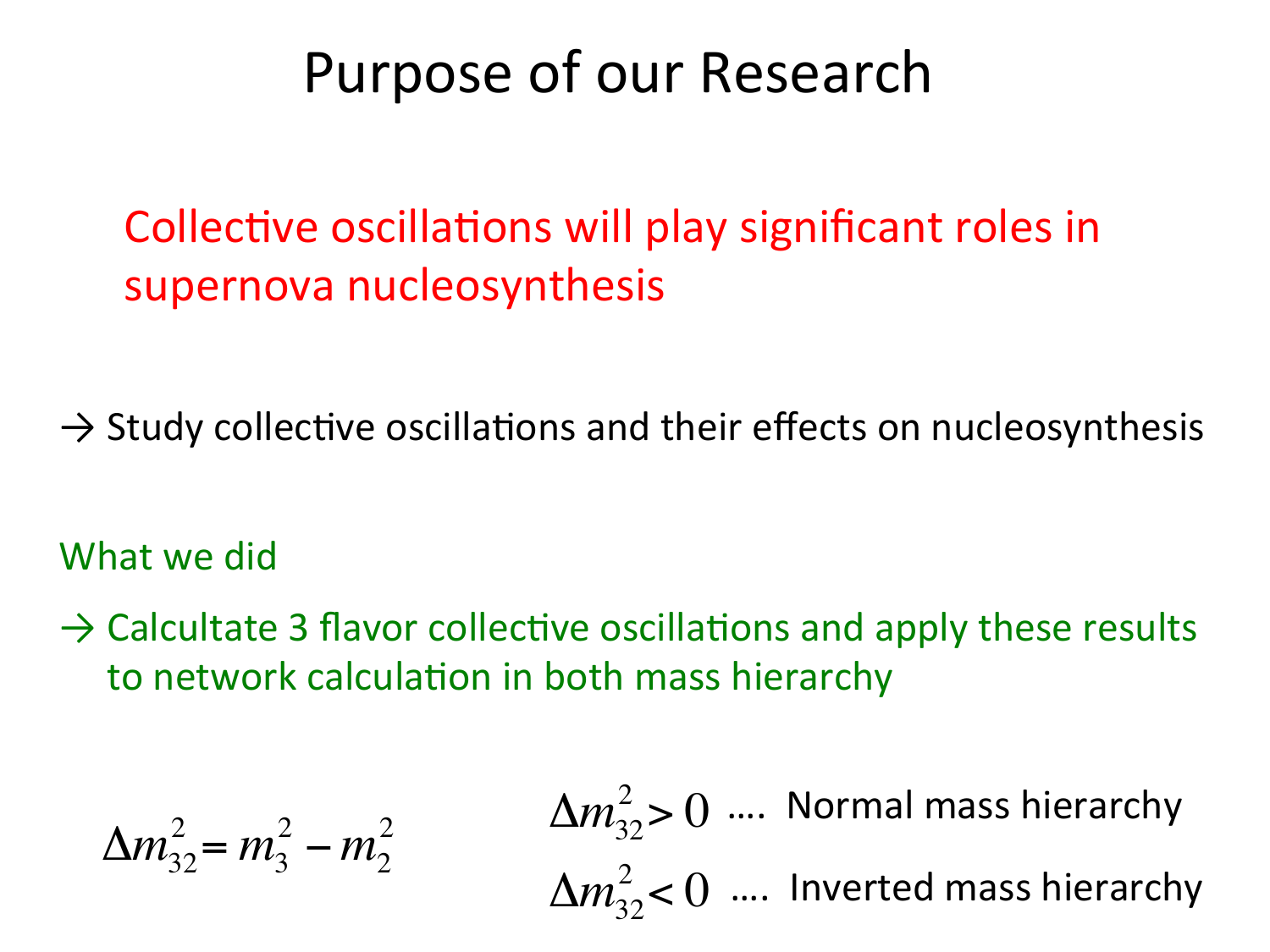# Purpose of our Research

Collective oscillations will play significant roles in supernova nucleosynthesis

→ Study collective oscillations and their effects on nucleosynthesis

What we did

→ Calcultate 3 flavor collective oscillations and apply these results to network calculation in both mass hierarchy

$$\Delta m_{32}^2 = m_3^2 - m_2^2$$

$\Delta m_{32}^2 > 0$ .... Normal mass hierarchy

$\Delta m_{32}^2 < 0$ .... Inverted mass hierarchy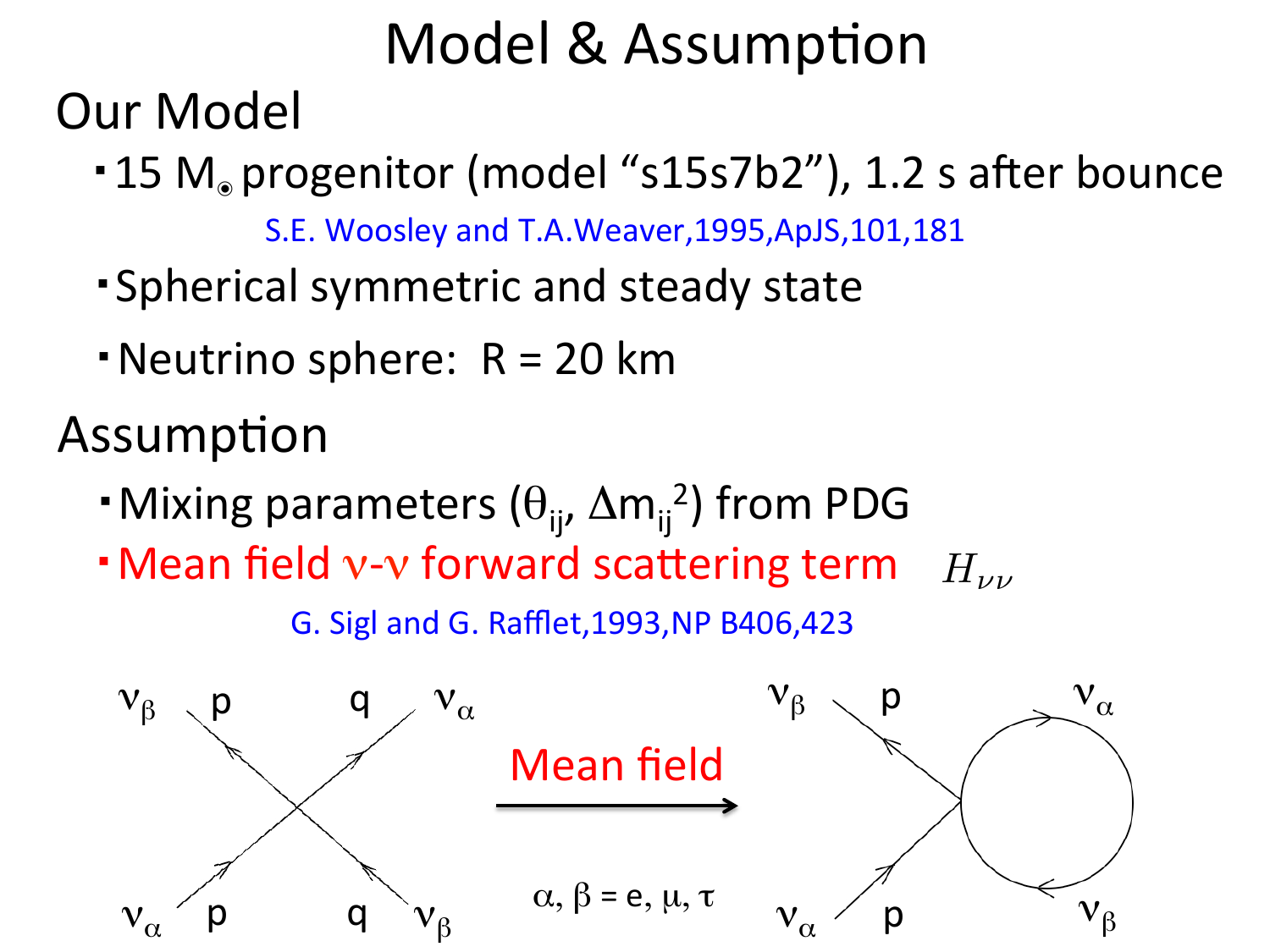# Model & Assumption

## Our Model

- 15 $M_\odot$ progenitor (model “s15s7b2”), 1.2 s after bounce

  S.E. Woosley and T.A.Weaver,1995,ApJS,101,181

- Spherical symmetric and steady state
- Neutrino sphere: R = 20 km

## Assumption

- Mixing parameters ($\theta_{ij}$, $\Delta m_{ij}^2$) from PDG
- Mean field $\nu$-$\nu$ forward scattering term $H_{\nu\nu}$

  G. Sigl and G. Rafflet,1993,NP B406,423

$\nu_\beta$ p q $\nu_\alpha$ / $\nu_\alpha$ p q $\nu_\beta$ → Mean field → $\nu_\beta$ p $\nu_\alpha$ / $\nu_\alpha$ p $\nu_\beta$

$\alpha, \beta$ = e, $\mu$, $\tau$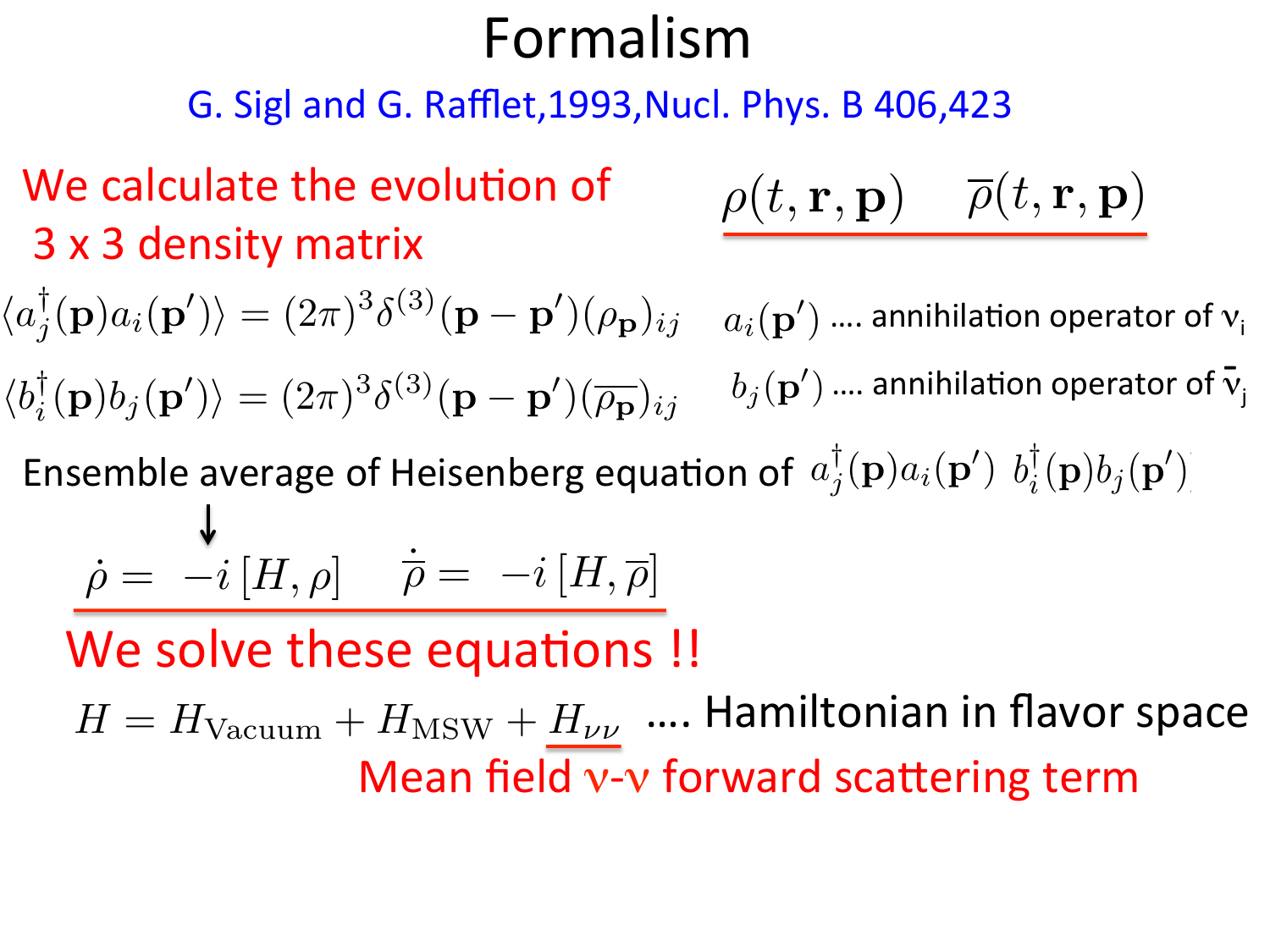# Formalism

G. Sigl and G. Rafflet,1993,Nucl. Phys. B 406,423

We calculate the evolution of 3 x 3 density matrix

$\rho(t, \mathbf{r}, \mathbf{p}) \quad \overline{\rho}(t, \mathbf{r}, \mathbf{p})$

$$\langle a_j^\dagger(\mathbf{p}) a_i(\mathbf{p}') \rangle = (2\pi)^3 \delta^{(3)}(\mathbf{p} - \mathbf{p}')(\rho_{\mathbf{p}})_{ij}$$

$a_i(\mathbf{p}')$ .... annihilation operator of $\nu_i$

$$\langle b_i^\dagger(\mathbf{p}) b_j(\mathbf{p}') \rangle = (2\pi)^3 \delta^{(3)}(\mathbf{p} - \mathbf{p}')(\overline{\rho_{\mathbf{p}}})_{ij}$$

$b_j(\mathbf{p}')$ .... annihilation operator of $\bar{\nu}_j$

Ensemble average of Heisenberg equation of $a_j^\dagger(\mathbf{p}) a_i(\mathbf{p}')$ $b_i^\dagger(\mathbf{p}) b_j(\mathbf{p}')$

↓

$$\dot{\rho} = -i\,[H, \rho] \qquad \dot{\overline{\rho}} = -i\,[H, \overline{\rho}]$$

We solve these equations !!

$$H = H_{\mathrm{Vacuum}} + H_{\mathrm{MSW}} + H_{\nu\nu}$$

.... Hamiltonian in flavor space

Mean field ν-ν forward scattering term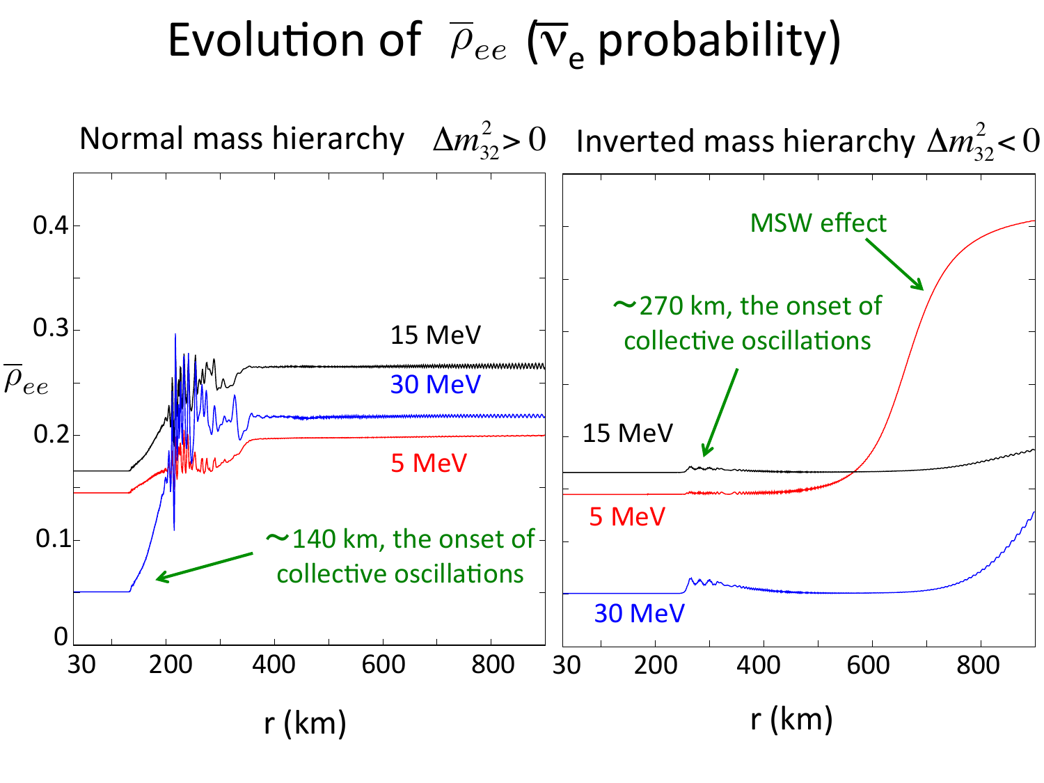# Evolution of $\overline{\rho}_{ee}$ ($\overline{\nu}_e$ probability)

Normal mass hierarchy $\Delta m^2_{32} > 0$

Inverted mass hierarchy $\Delta m^2_{32} < 0$

$\overline{\rho}_{ee}$

r (km)

15 MeV

30 MeV

5 MeV

~140 km, the onset of collective oscillations

MSW effect

~270 km, the onset of collective oscillations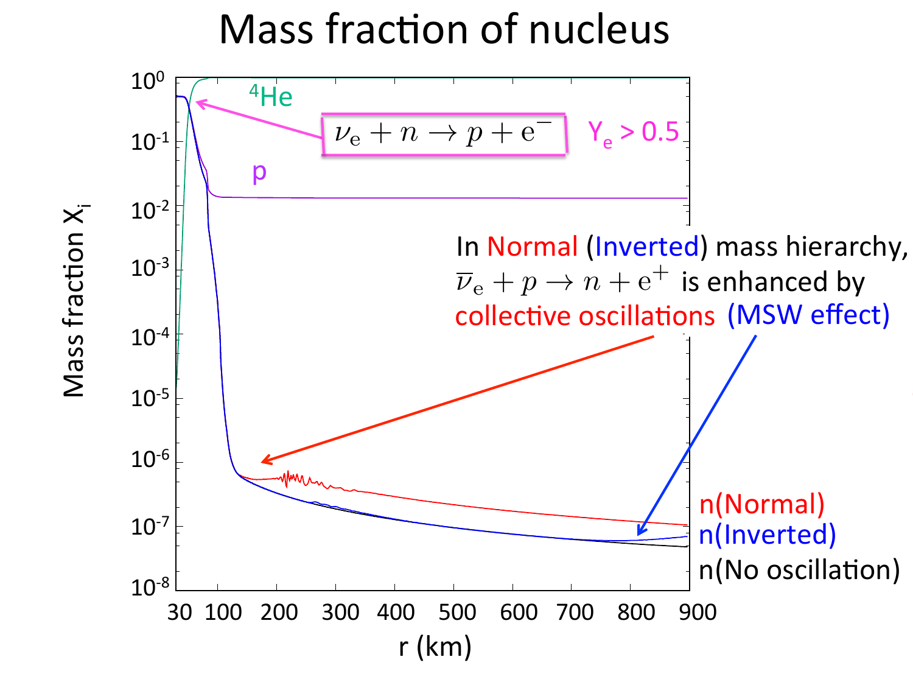# Mass fraction of nucleus

$^4$He

$\nu_e + n \rightarrow p + e^-$

$Y_e > 0.5$

p

In Normal (Inverted) mass hierarchy, $\overline{\nu}_e + p \rightarrow n + e^+$ is enhanced by collective oscillations (MSW effect)

n(Normal)

n(Inverted)

n(No oscillation)

Mass fraction $X_i$

r (km)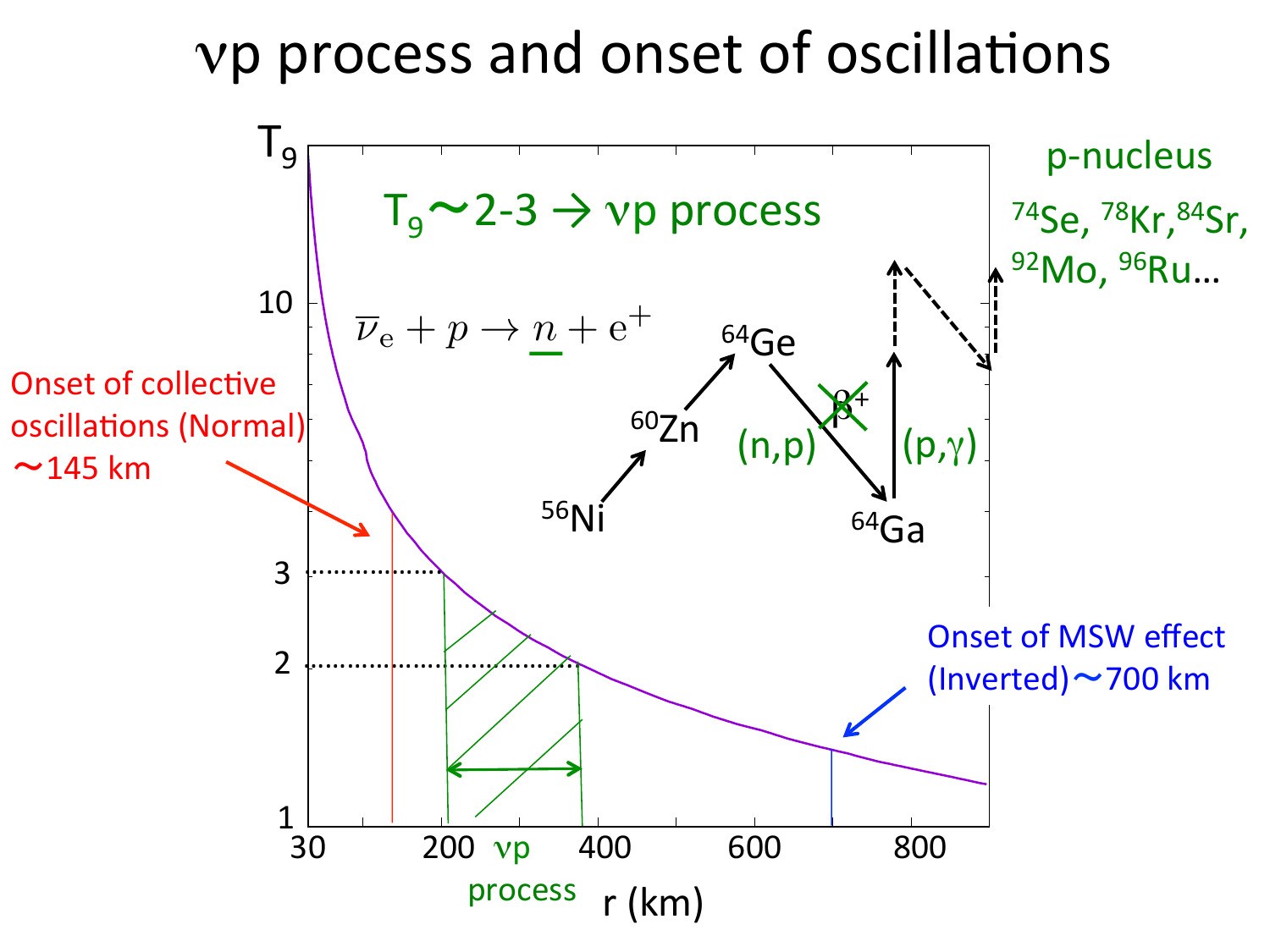# νp process and onset of oscillations

$T_9 \sim$ 2-3 → νp process

$$\overline{\nu}_e + p \rightarrow \underline{n} + e^+$$

$^{56}Ni$ → $^{60}Zn$ → $^{64}Ge$ —(n,p)→ $^{64}Ga$ —(p,γ)→ ... ($\beta^+$ crossed out)

p-nucleus: $^{74}Se$, $^{78}Kr$, $^{84}Sr$, $^{92}Mo$, $^{96}Ru$…

Onset of collective oscillations (Normal) ∼145 km

Onset of MSW effect (Inverted) ∼700 km

νp process

$T_9$ (1, 2, 3, 10) vs. r (km) (30, 200, 400, 600, 800)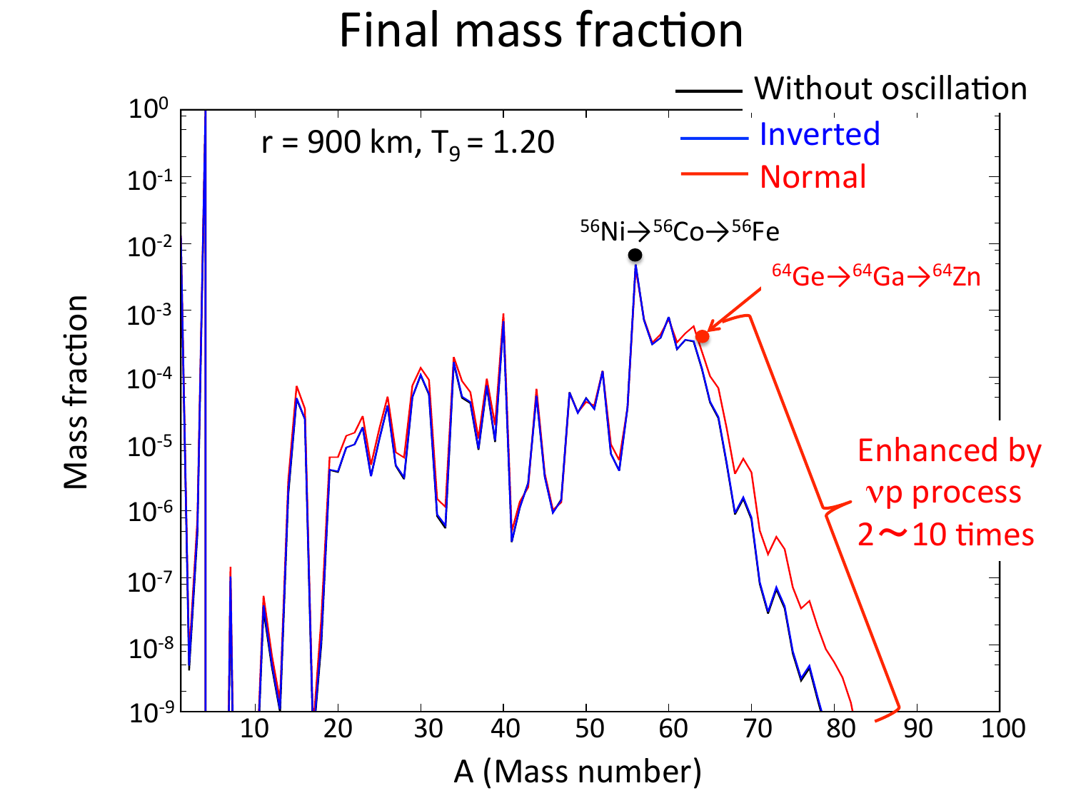# Final mass fraction

r = 900 km, $T_9$ = 1.20

- Without oscillation
- Inverted
- Normal

$^{56}Ni \rightarrow ^{56}Co \rightarrow ^{56}Fe$

$^{64}Ge \rightarrow ^{64}Ga \rightarrow ^{64}Zn$

Enhanced by $\nu p$ process 2〜10 times

Mass fraction

A (Mass number)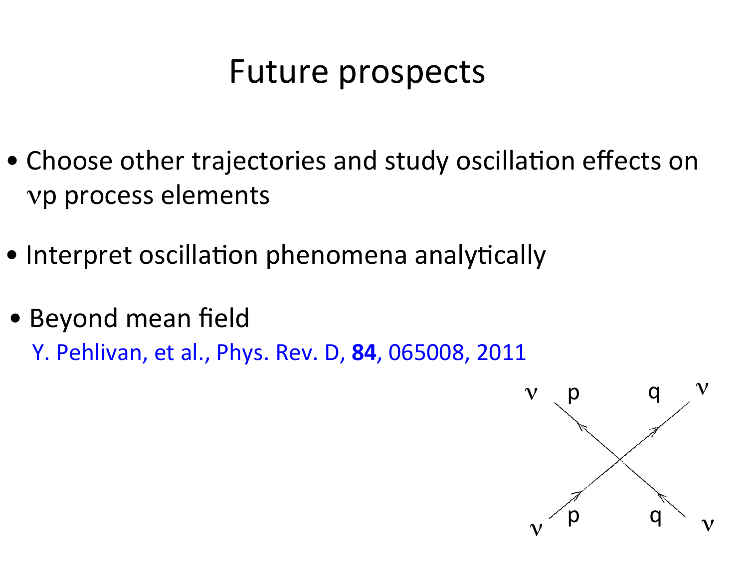# Future prospects

- Choose other trajectories and study oscillation effects on $\nu p$ process elements
- Interpret oscillation phenomena analytically
- Beyond mean field
  Y. Pehlivan, et al., Phys. Rev. D, **84**, 065008, 2011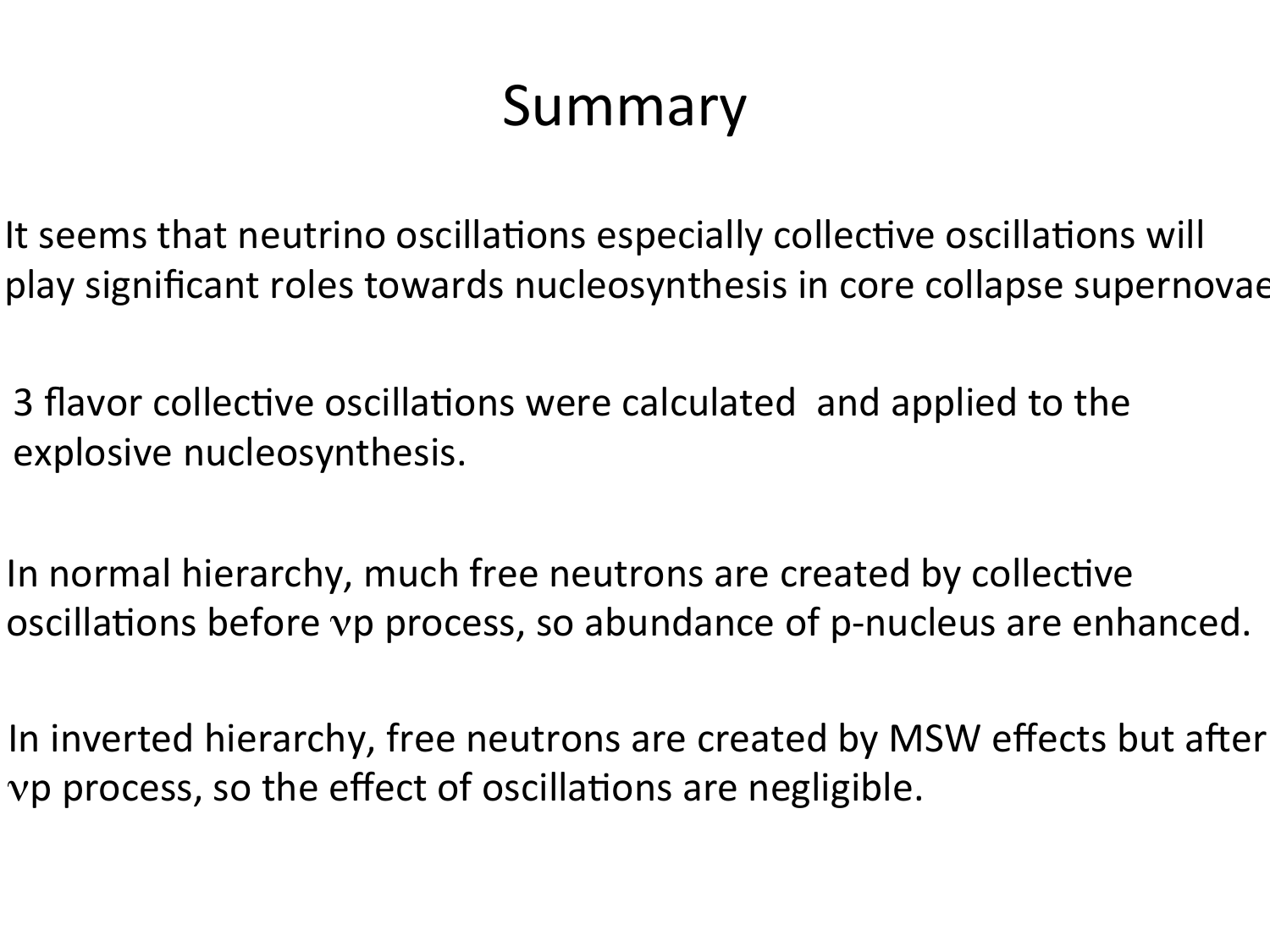# Summary

It seems that neutrino oscillations especially collective oscillations will play significant roles towards nucleosynthesis in core collapse supernovae

3 flavor collective oscillations were calculated and applied to the explosive nucleosynthesis.

In normal hierarchy, much free neutrons are created by collective oscillations before $\nu$p process, so abundance of p-nucleus are enhanced.

In inverted hierarchy, free neutrons are created by MSW effects but after $\nu$p process, so the effect of oscillations are negligible.